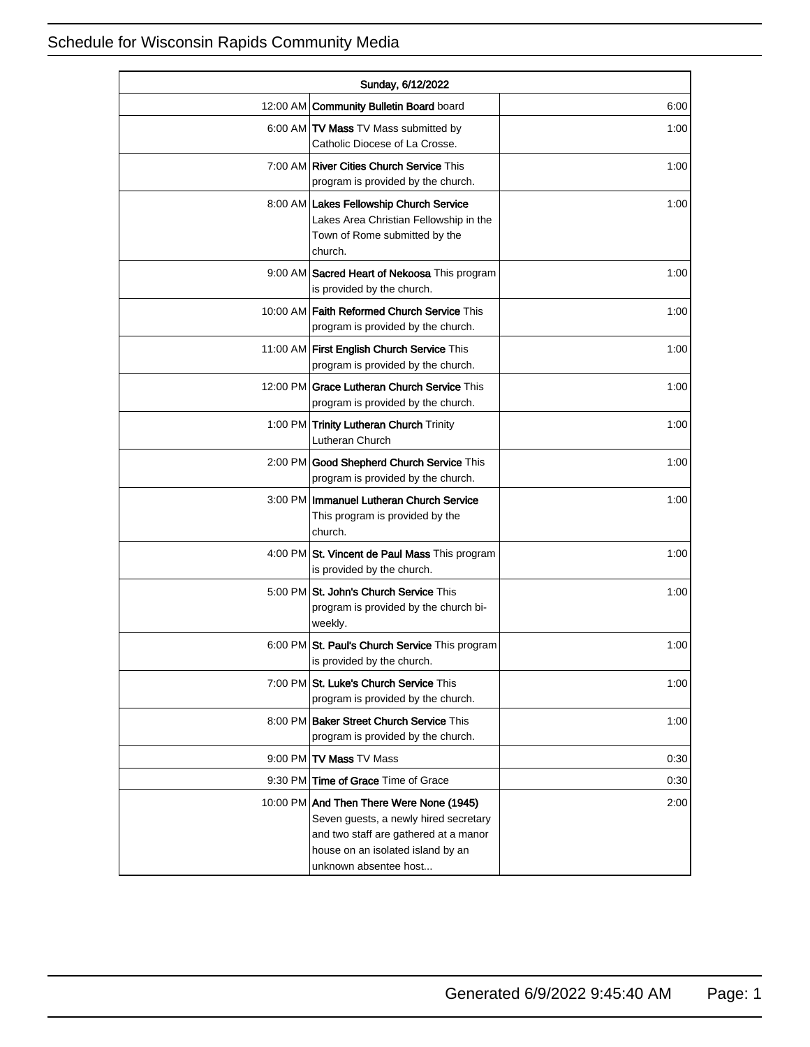# Schedule for Wisconsin Rapids Community Media

| Sunday, 6/12/2022 | | |
|---|---|---|
| 12:00 AM | **Community Bulletin Board** board | 6:00 |
| 6:00 AM | **TV Mass** TV Mass submitted by Catholic Diocese of La Crosse. | 1:00 |
| 7:00 AM | **River Cities Church Service** This program is provided by the church. | 1:00 |
| 8:00 AM | **Lakes Fellowship Church Service** Lakes Area Christian Fellowship in the Town of Rome submitted by the church. | 1:00 |
| 9:00 AM | **Sacred Heart of Nekoosa** This program is provided by the church. | 1:00 |
| 10:00 AM | **Faith Reformed Church Service** This program is provided by the church. | 1:00 |
| 11:00 AM | **First English Church Service** This program is provided by the church. | 1:00 |
| 12:00 PM | **Grace Lutheran Church Service** This program is provided by the church. | 1:00 |
| 1:00 PM | **Trinity Lutheran Church** Trinity Lutheran Church | 1:00 |
| 2:00 PM | **Good Shepherd Church Service** This program is provided by the church. | 1:00 |
| 3:00 PM | **Immanuel Lutheran Church Service** This program is provided by the church. | 1:00 |
| 4:00 PM | **St. Vincent de Paul Mass** This program is provided by the church. | 1:00 |
| 5:00 PM | **St. John's Church Service** This program is provided by the church bi-weekly. | 1:00 |
| 6:00 PM | **St. Paul's Church Service** This program is provided by the church. | 1:00 |
| 7:00 PM | **St. Luke's Church Service** This program is provided by the church. | 1:00 |
| 8:00 PM | **Baker Street Church Service** This program is provided by the church. | 1:00 |
| 9:00 PM | **TV Mass** TV Mass | 0:30 |
| 9:30 PM | **Time of Grace** Time of Grace | 0:30 |
| 10:00 PM | **And Then There Were None (1945)** Seven guests, a newly hired secretary and two staff are gathered at a manor house on an isolated island by an unknown absentee host... | 2:00 |

Generated 6/9/2022 9:45:40 AM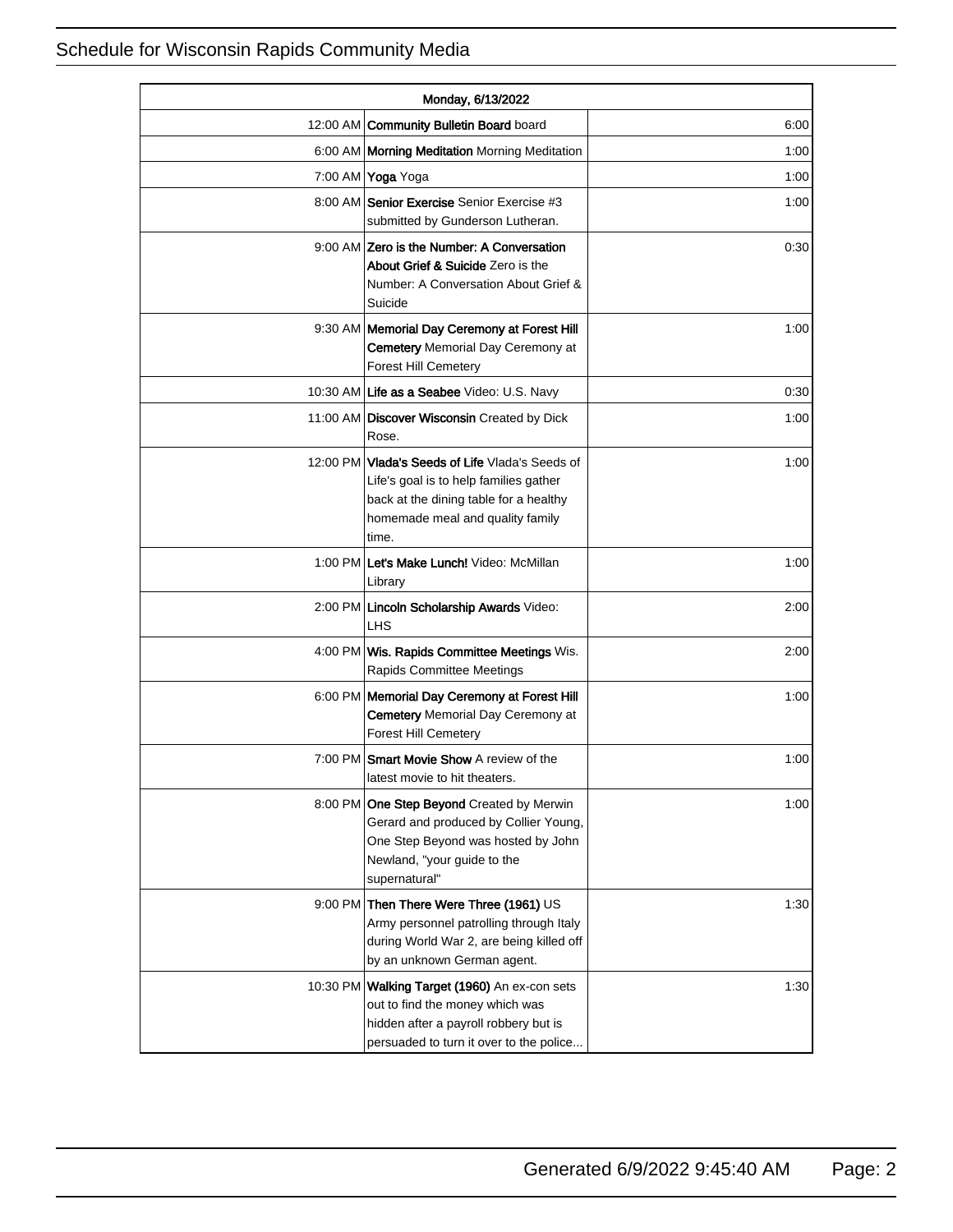| Monday, 6/13/2022 | | |
|---|---|---|
| 12:00 AM | **Community Bulletin Board** board | 6:00 |
| 6:00 AM | **Morning Meditation** Morning Meditation | 1:00 |
| 7:00 AM | **Yoga** Yoga | 1:00 |
| 8:00 AM | **Senior Exercise** Senior Exercise #3 submitted by Gunderson Lutheran. | 1:00 |
| 9:00 AM | **Zero is the Number: A Conversation About Grief & Suicide** Zero is the Number: A Conversation About Grief & Suicide | 0:30 |
| 9:30 AM | **Memorial Day Ceremony at Forest Hill Cemetery** Memorial Day Ceremony at Forest Hill Cemetery | 1:00 |
| 10:30 AM | **Life as a Seabee** Video: U.S. Navy | 0:30 |
| 11:00 AM | **Discover Wisconsin** Created by Dick Rose. | 1:00 |
| 12:00 PM | **Vlada's Seeds of Life** Vlada's Seeds of Life's goal is to help families gather back at the dining table for a healthy homemade meal and quality family time. | 1:00 |
| 1:00 PM | **Let's Make Lunch!** Video: McMillan Library | 1:00 |
| 2:00 PM | **Lincoln Scholarship Awards** Video: LHS | 2:00 |
| 4:00 PM | **Wis. Rapids Committee Meetings** Wis. Rapids Committee Meetings | 2:00 |
| 6:00 PM | **Memorial Day Ceremony at Forest Hill Cemetery** Memorial Day Ceremony at Forest Hill Cemetery | 1:00 |
| 7:00 PM | **Smart Movie Show** A review of the latest movie to hit theaters. | 1:00 |
| 8:00 PM | **One Step Beyond** Created by Merwin Gerard and produced by Collier Young, One Step Beyond was hosted by John Newland, "your guide to the supernatural" | 1:00 |
| 9:00 PM | **Then There Were Three (1961)** US Army personnel patrolling through Italy during World War 2, are being killed off by an unknown German agent. | 1:30 |
| 10:30 PM | **Walking Target (1960)** An ex-con sets out to find the money which was hidden after a payroll robbery but is persuaded to turn it over to the police... | 1:30 |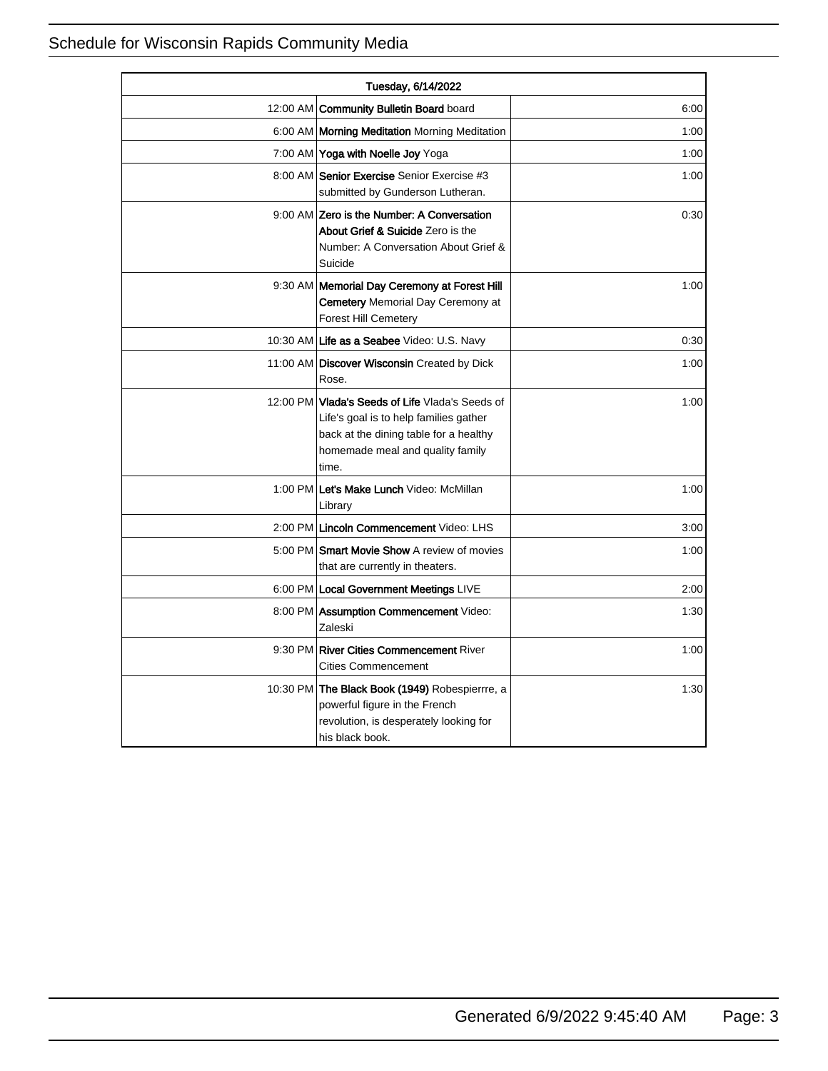Schedule for Wisconsin Rapids Community Media

| Tuesday, 6/14/2022 | | |
|---|---|---|
| 12:00 AM | **Community Bulletin Board** board | 6:00 |
| 6:00 AM | **Morning Meditation** Morning Meditation | 1:00 |
| 7:00 AM | **Yoga with Noelle Joy** Yoga | 1:00 |
| 8:00 AM | **Senior Exercise** Senior Exercise #3 submitted by Gunderson Lutheran. | 1:00 |
| 9:00 AM | **Zero is the Number: A Conversation About Grief & Suicide** Zero is the Number: A Conversation About Grief & Suicide | 0:30 |
| 9:30 AM | **Memorial Day Ceremony at Forest Hill Cemetery** Memorial Day Ceremony at Forest Hill Cemetery | 1:00 |
| 10:30 AM | **Life as a Seabee** Video: U.S. Navy | 0:30 |
| 11:00 AM | **Discover Wisconsin** Created by Dick Rose. | 1:00 |
| 12:00 PM | **Vlada's Seeds of Life** Vlada's Seeds of Life's goal is to help families gather back at the dining table for a healthy homemade meal and quality family time. | 1:00 |
| 1:00 PM | **Let's Make Lunch** Video: McMillan Library | 1:00 |
| 2:00 PM | **Lincoln Commencement** Video: LHS | 3:00 |
| 5:00 PM | **Smart Movie Show** A review of movies that are currently in theaters. | 1:00 |
| 6:00 PM | **Local Government Meetings** LIVE | 2:00 |
| 8:00 PM | **Assumption Commencement** Video: Zaleski | 1:30 |
| 9:30 PM | **River Cities Commencement** River Cities Commencement | 1:00 |
| 10:30 PM | **The Black Book (1949)** Robespierrre, a powerful figure in the French revolution, is desperately looking for his black book. | 1:30 |

Generated 6/9/2022 9:45:40 AM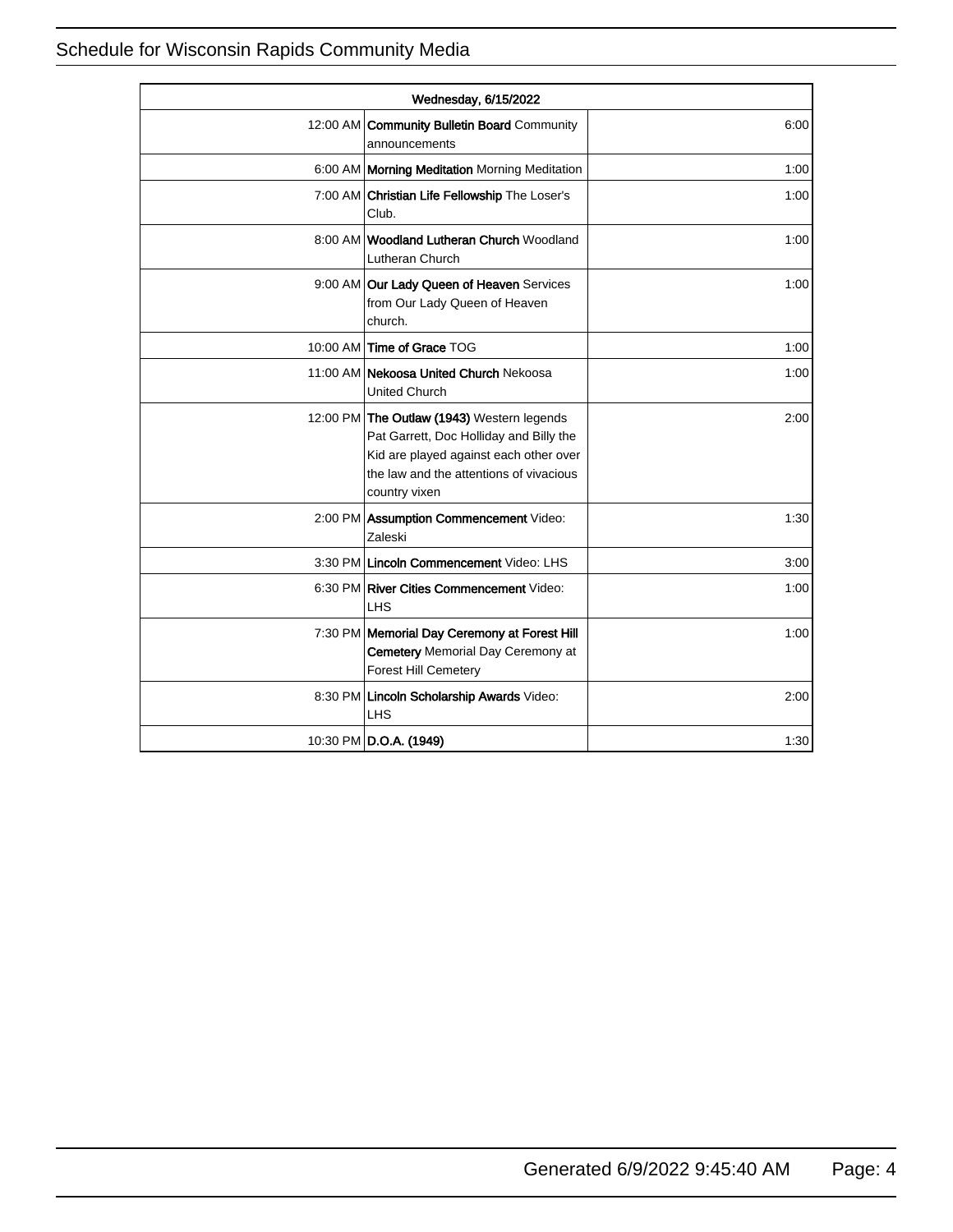| Wednesday, 6/15/2022 | | |
|---|---|---|
| 12:00 AM | **Community Bulletin Board** Community announcements | 6:00 |
| 6:00 AM | **Morning Meditation** Morning Meditation | 1:00 |
| 7:00 AM | **Christian Life Fellowship** The Loser's Club. | 1:00 |
| 8:00 AM | **Woodland Lutheran Church** Woodland Lutheran Church | 1:00 |
| 9:00 AM | **Our Lady Queen of Heaven** Services from Our Lady Queen of Heaven church. | 1:00 |
| 10:00 AM | **Time of Grace** TOG | 1:00 |
| 11:00 AM | **Nekoosa United Church** Nekoosa United Church | 1:00 |
| 12:00 PM | **The Outlaw (1943)** Western legends Pat Garrett, Doc Holliday and Billy the Kid are played against each other over the law and the attentions of vivacious country vixen | 2:00 |
| 2:00 PM | **Assumption Commencement** Video: Zaleski | 1:30 |
| 3:30 PM | **Lincoln Commencement** Video: LHS | 3:00 |
| 6:30 PM | **River Cities Commencement** Video: LHS | 1:00 |
| 7:30 PM | **Memorial Day Ceremony at Forest Hill Cemetery** Memorial Day Ceremony at Forest Hill Cemetery | 1:00 |
| 8:30 PM | **Lincoln Scholarship Awards** Video: LHS | 2:00 |
| 10:30 PM | **D.O.A. (1949)** | 1:30 |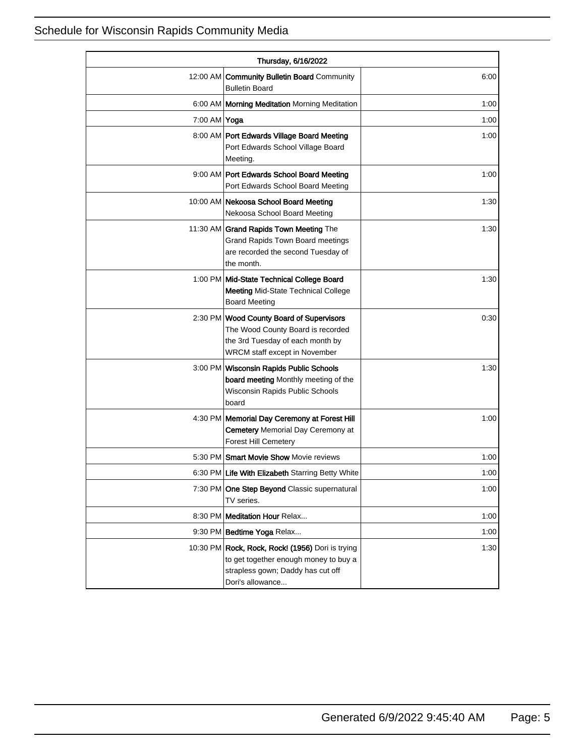# Schedule for Wisconsin Rapids Community Media

| Thursday, 6/16/2022 | | |
|---|---|---|
| 12:00 AM | **Community Bulletin Board** Community Bulletin Board | 6:00 |
| 6:00 AM | **Morning Meditation** Morning Meditation | 1:00 |
| 7:00 AM | **Yoga** | 1:00 |
| 8:00 AM | **Port Edwards Village Board Meeting** Port Edwards School Village Board Meeting. | 1:00 |
| 9:00 AM | **Port Edwards School Board Meeting** Port Edwards School Board Meeting | 1:00 |
| 10:00 AM | **Nekoosa School Board Meeting** Nekoosa School Board Meeting | 1:30 |
| 11:30 AM | **Grand Rapids Town Meeting** The Grand Rapids Town Board meetings are recorded the second Tuesday of the month. | 1:30 |
| 1:00 PM | **Mid-State Technical College Board Meeting** Mid-State Technical College Board Meeting | 1:30 |
| 2:30 PM | **Wood County Board of Supervisors** The Wood County Board is recorded the 3rd Tuesday of each month by WRCM staff except in November | 0:30 |
| 3:00 PM | **Wisconsin Rapids Public Schools board meeting** Monthly meeting of the Wisconsin Rapids Public Schools board | 1:30 |
| 4:30 PM | **Memorial Day Ceremony at Forest Hill Cemetery** Memorial Day Ceremony at Forest Hill Cemetery | 1:00 |
| 5:30 PM | **Smart Movie Show** Movie reviews | 1:00 |
| 6:30 PM | **Life With Elizabeth** Starring Betty White | 1:00 |
| 7:30 PM | **One Step Beyond** Classic supernatural TV series. | 1:00 |
| 8:30 PM | **Meditation Hour** Relax... | 1:00 |
| 9:30 PM | **Bedtime Yoga** Relax... | 1:00 |
| 10:30 PM | **Rock, Rock, Rock! (1956)** Dori is trying to get together enough money to buy a strapless gown; Daddy has cut off Dori's allowance... | 1:30 |

Generated 6/9/2022 9:45:40 AM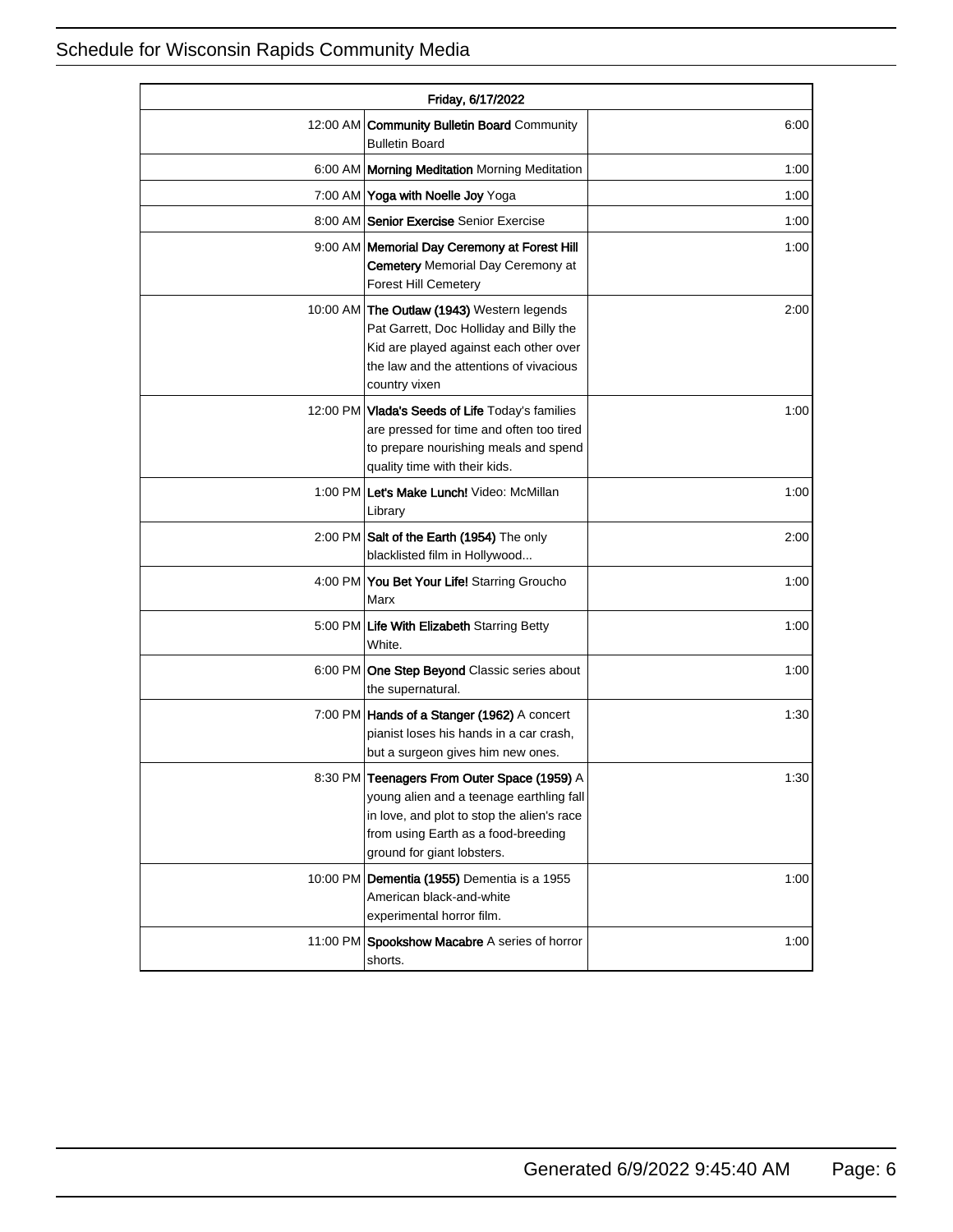# Schedule for Wisconsin Rapids Community Media

| Friday, 6/17/2022 | | |
|---|---|---|
| 12:00 AM | **Community Bulletin Board** Community Bulletin Board | 6:00 |
| 6:00 AM | **Morning Meditation** Morning Meditation | 1:00 |
| 7:00 AM | **Yoga with Noelle Joy** Yoga | 1:00 |
| 8:00 AM | **Senior Exercise** Senior Exercise | 1:00 |
| 9:00 AM | **Memorial Day Ceremony at Forest Hill Cemetery** Memorial Day Ceremony at Forest Hill Cemetery | 1:00 |
| 10:00 AM | **The Outlaw (1943)** Western legends Pat Garrett, Doc Holliday and Billy the Kid are played against each other over the law and the attentions of vivacious country vixen | 2:00 |
| 12:00 PM | **Vlada's Seeds of Life** Today's families are pressed for time and often too tired to prepare nourishing meals and spend quality time with their kids. | 1:00 |
| 1:00 PM | **Let's Make Lunch!** Video: McMillan Library | 1:00 |
| 2:00 PM | **Salt of the Earth (1954)** The only blacklisted film in Hollywood... | 2:00 |
| 4:00 PM | **You Bet Your Life!** Starring Groucho Marx | 1:00 |
| 5:00 PM | **Life With Elizabeth** Starring Betty White. | 1:00 |
| 6:00 PM | **One Step Beyond** Classic series about the supernatural. | 1:00 |
| 7:00 PM | **Hands of a Stanger (1962)** A concert pianist loses his hands in a car crash, but a surgeon gives him new ones. | 1:30 |
| 8:30 PM | **Teenagers From Outer Space (1959)** A young alien and a teenage earthling fall in love, and plot to stop the alien's race from using Earth as a food-breeding ground for giant lobsters. | 1:30 |
| 10:00 PM | **Dementia (1955)** Dementia is a 1955 American black-and-white experimental horror film. | 1:00 |
| 11:00 PM | **Spookshow Macabre** A series of horror shorts. | 1:00 |

Generated 6/9/2022 9:45:40 AM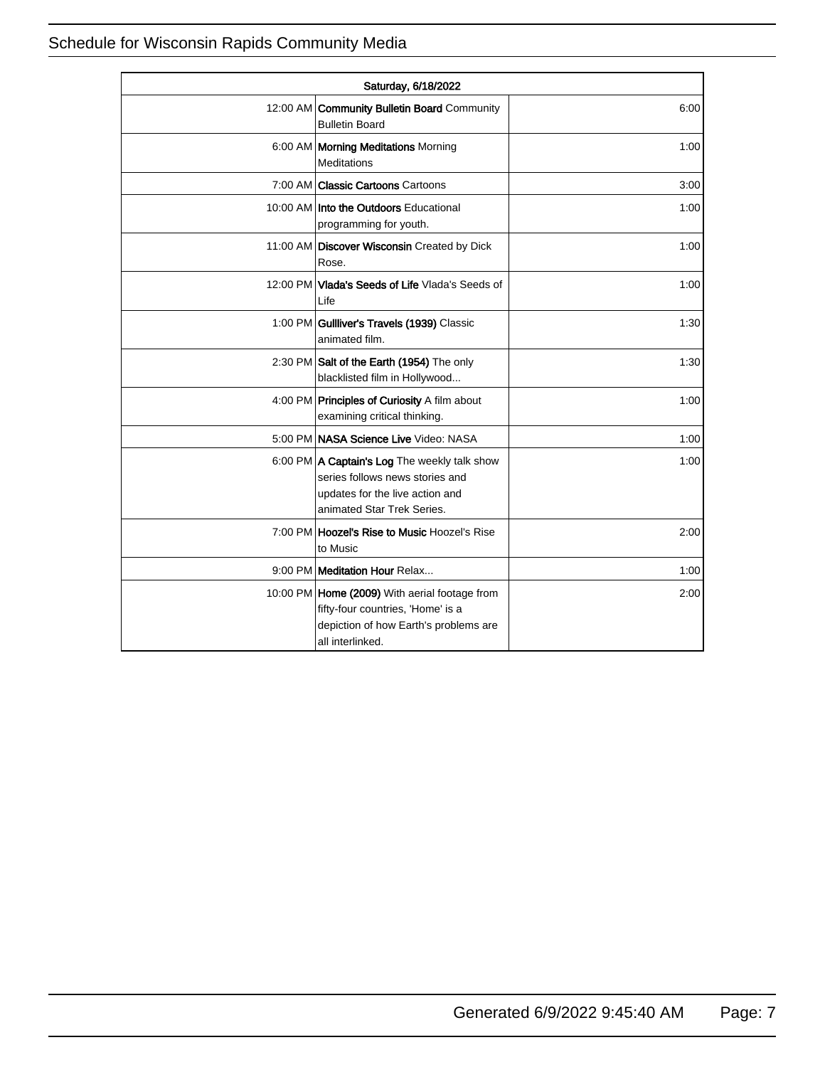| Saturday, 6/18/2022 | | |
|---|---|---|
| 12:00 AM | **Community Bulletin Board** Community Bulletin Board | 6:00 |
| 6:00 AM | **Morning Meditations** Morning Meditations | 1:00 |
| 7:00 AM | **Classic Cartoons** Cartoons | 3:00 |
| 10:00 AM | **Into the Outdoors** Educational programming for youth. | 1:00 |
| 11:00 AM | **Discover Wisconsin** Created by Dick Rose. | 1:00 |
| 12:00 PM | **Vlada's Seeds of Life** Vlada's Seeds of Life | 1:00 |
| 1:00 PM | **Gullliver's Travels (1939)** Classic animated film. | 1:30 |
| 2:30 PM | **Salt of the Earth (1954)** The only blacklisted film in Hollywood... | 1:30 |
| 4:00 PM | **Principles of Curiosity** A film about examining critical thinking. | 1:00 |
| 5:00 PM | **NASA Science Live** Video: NASA | 1:00 |
| 6:00 PM | **A Captain's Log** The weekly talk show series follows news stories and updates for the live action and animated Star Trek Series. | 1:00 |
| 7:00 PM | **Hoozel's Rise to Music** Hoozel's Rise to Music | 2:00 |
| 9:00 PM | **Meditation Hour** Relax... | 1:00 |
| 10:00 PM | **Home (2009)** With aerial footage from fifty-four countries, 'Home' is a depiction of how Earth's problems are all interlinked. | 2:00 |